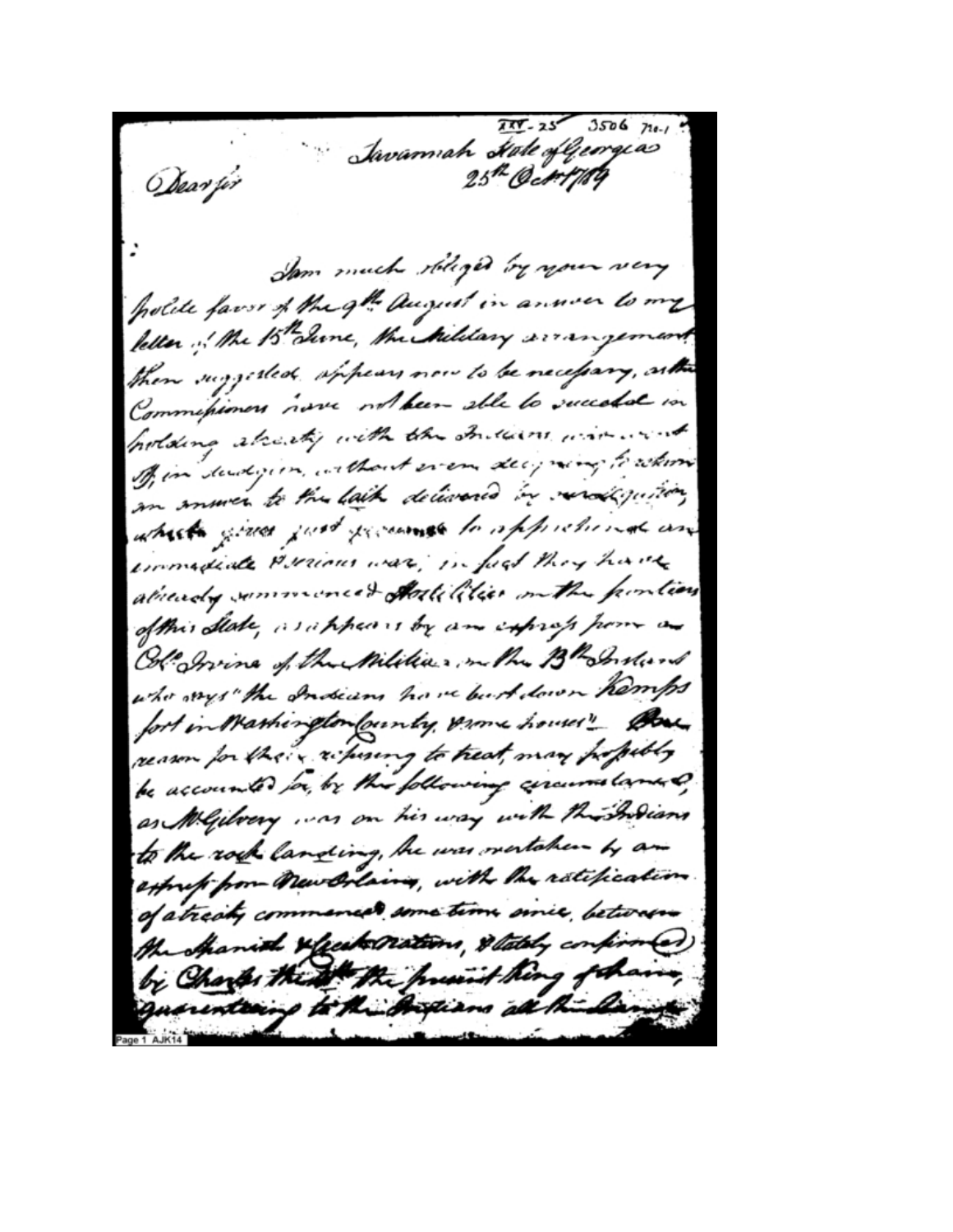XXV - 25 3506 No. 1

Savannah State of Georgia
25th Octr 1789

Dear Sir

I am much obliged by your very polite favor of the 9th August in answer to my letter of the 15th June, the Military arrangement then suggested, appears now to be necessary, as the Commissioners have not been able to succeed in holding a treaty with the Indians, who went off in dudgeon, without even deigning to return an answer to the talk delivered by our deputation, which gives just grounds to apprehend an immediate serious war, in fact they have already commenced Hostilities on the frontiers of this State, as appears by an express from a Col. Irvine of the Militia, on the 13th Instant who says "the Indians have burnt down Kemps fort in Washington County & some houses" — One reason for their refusing to treat, may possibly be accounted for, by the following circumstance, as McGilvery was on his way with the Indians to the rock landing, he was overtaken by an express from New Orleans, with the ratification of a treaty commenced some time since, between the Spanish & Creek Nations, & lately confirmed by Charles the 4th the present King of Spain, guaranteeing to the Indians all the lands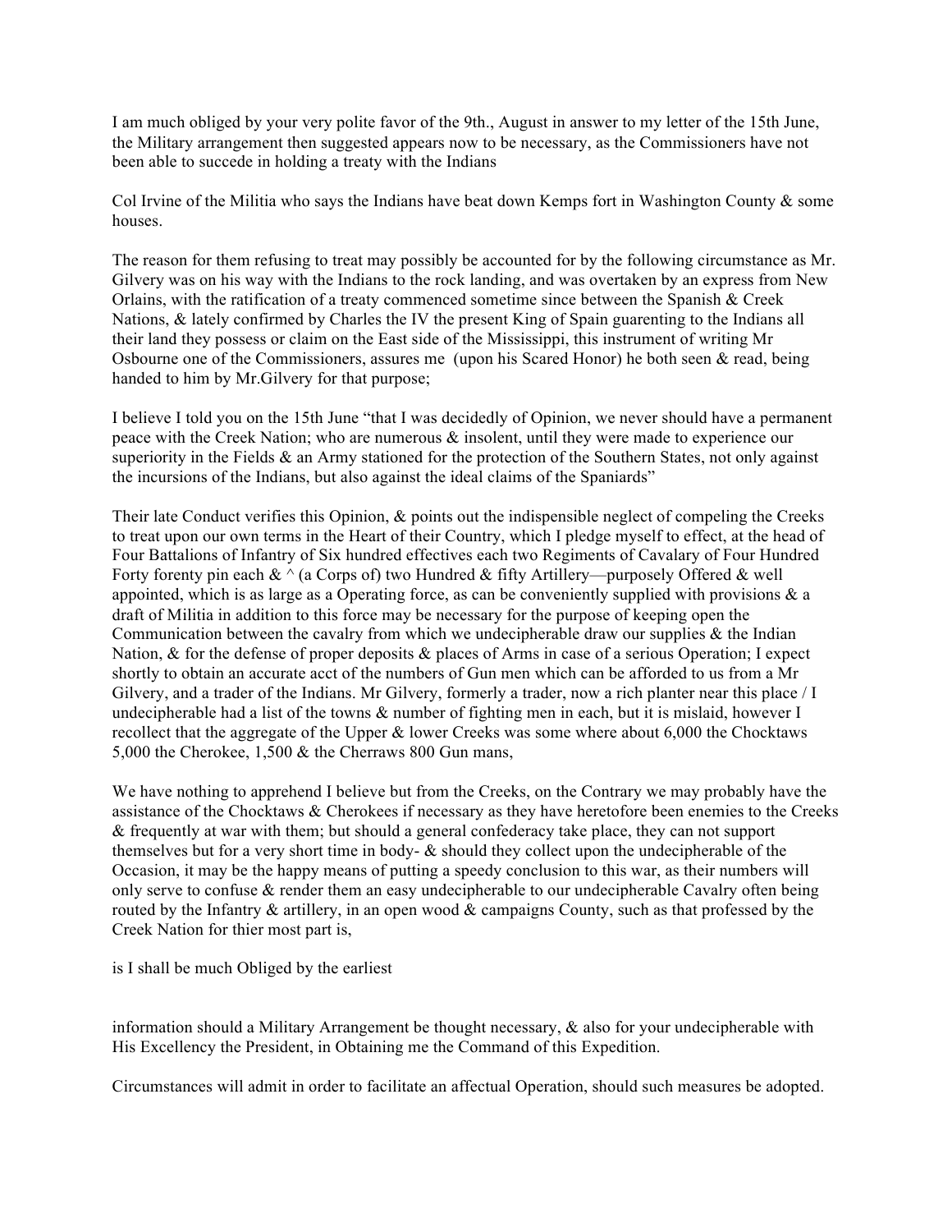I am much obliged by your very polite favor of the 9th., August in answer to my letter of the 15th June, the Military arrangement then suggested appears now to be necessary, as the Commissioners have not been able to succede in holding a treaty with the Indians

Col Irvine of the Militia who says the Indians have beat down Kemps fort in Washington County & some houses.

The reason for them refusing to treat may possibly be accounted for by the following circumstance as Mr. Gilvery was on his way with the Indians to the rock landing, and was overtaken by an express from New Orlains, with the ratification of a treaty commenced sometime since between the Spanish & Creek Nations, & lately confirmed by Charles the IV the present King of Spain guarenting to the Indians all their land they possess or claim on the East side of the Mississippi, this instrument of writing Mr Osbourne one of the Commissioners, assures me (upon his Scared Honor) he both seen & read, being handed to him by Mr.Gilvery for that purpose;

I believe I told you on the 15th June "that I was decidedly of Opinion, we never should have a permanent peace with the Creek Nation; who are numerous & insolent, until they were made to experience our superiority in the Fields & an Army stationed for the protection of the Southern States, not only against the incursions of the Indians, but also against the ideal claims of the Spaniards"

Their late Conduct verifies this Opinion, & points out the indispensible neglect of compeling the Creeks to treat upon our own terms in the Heart of their Country, which I pledge myself to effect, at the head of Four Battalions of Infantry of Six hundred effectives each two Regiments of Cavalary of Four Hundred Forty forenty pin each & ^ (a Corps of) two Hundred & fifty Artillery—purposely Offered & well appointed, which is as large as a Operating force, as can be conveniently supplied with provisions & a draft of Militia in addition to this force may be necessary for the purpose of keeping open the Communication between the cavalry from which we undecipherable draw our supplies & the Indian Nation, & for the defense of proper deposits & places of Arms in case of a serious Operation; I expect shortly to obtain an accurate acct of the numbers of Gun men which can be afforded to us from a Mr Gilvery, and a trader of the Indians. Mr Gilvery, formerly a trader, now a rich planter near this place / I undecipherable had a list of the towns & number of fighting men in each, but it is mislaid, however I recollect that the aggregate of the Upper & lower Creeks was some where about 6,000 the Chocktaws 5,000 the Cherokee, 1,500 & the Cherraws 800 Gun mans,

We have nothing to apprehend I believe but from the Creeks, on the Contrary we may probably have the assistance of the Chocktaws & Cherokees if necessary as they have heretofore been enemies to the Creeks & frequently at war with them; but should a general confederacy take place, they can not support themselves but for a very short time in body- & should they collect upon the undecipherable of the Occasion, it may be the happy means of putting a speedy conclusion to this war, as their numbers will only serve to confuse & render them an easy undecipherable to our undecipherable Cavalry often being routed by the Infantry & artillery, in an open wood & campaigns County, such as that professed by the Creek Nation for thier most part is,

is I shall be much Obliged by the earliest

information should a Military Arrangement be thought necessary, & also for your undecipherable with His Excellency the President, in Obtaining me the Command of this Expedition.

Circumstances will admit in order to facilitate an affectual Operation, should such measures be adopted.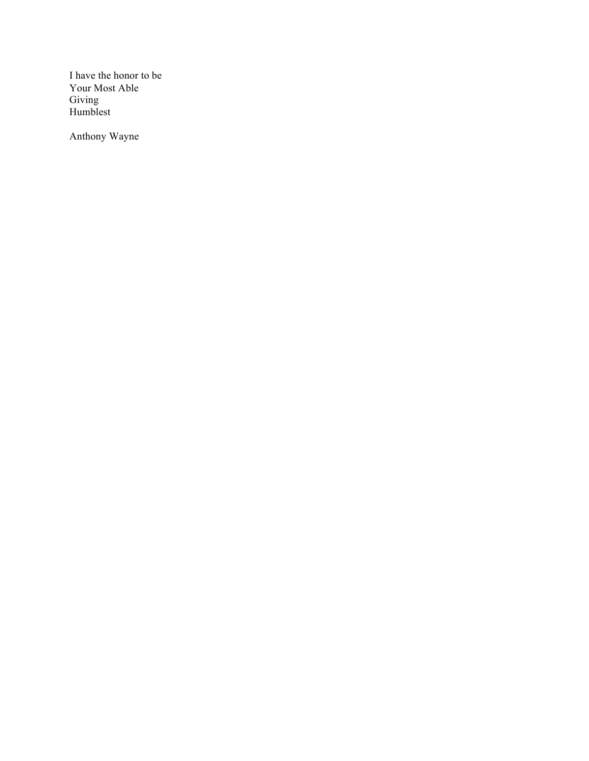I have the honor to be
Your Most Able
Giving
Humblest

Anthony Wayne